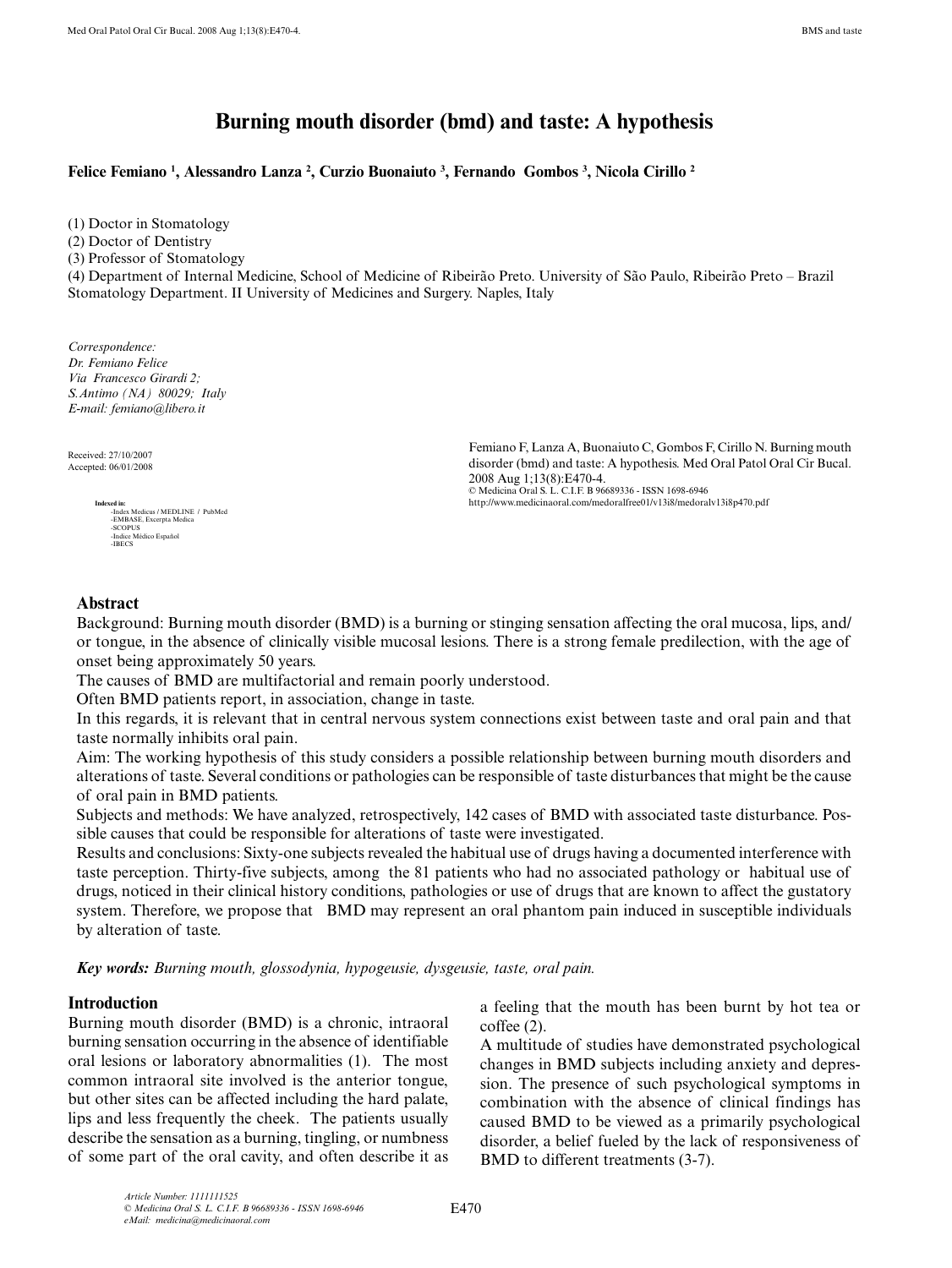# Burning mouth disorder (bmd) and taste: A hypothesis

**Felice Femiano [1], Alessandro Lanza [2], Curzio Buonaiuto [3], Fernando Gombos [3], Nicola Cirillo [2]**

(1) Doctor in Stomatology
(2) Doctor of Dentistry
(3) Professor of Stomatology
(4) Department of Internal Medicine, School of Medicine of Ribeirão Preto. University of São Paulo, Ribeirão Preto – Brazil
Stomatology Department. II University of Medicines and Surgery. Naples, Italy

*Correspondence:*
*Dr. Femiano Felice*
*Via Francesco Girardi 2;*
*S.Antimo (NA) 80029; Italy*
*E-mail: femiano@libero.it*

Received: 27/10/2007
Accepted: 06/01/2008

**Indexed in:**
-Index Medicus / MEDLINE / PubMed
-EMBASE, Excerpta Medica
-SCOPUS
-Indice Médico Español
-IBECS

Femiano F, Lanza A, Buonaiuto C, Gombos F, Cirillo N. Burning mouth disorder (bmd) and taste: A hypothesis. Med Oral Patol Oral Cir Bucal. 2008 Aug 1;13(8):E470-4.
© Medicina Oral S. L. C.I.F. B 96689336 - ISSN 1698-6946
http://www.medicinaoral.com/medoralfree01/v13i8/medoralv13i8p470.pdf

## Abstract

Background: Burning mouth disorder (BMD) is a burning or stinging sensation affecting the oral mucosa, lips, and/or tongue, in the absence of clinically visible mucosal lesions. There is a strong female predilection, with the age of onset being approximately 50 years.

The causes of BMD are multifactorial and remain poorly understood.

Often BMD patients report, in association, change in taste.

In this regards, it is relevant that in central nervous system connections exist between taste and oral pain and that taste normally inhibits oral pain.

Aim: The working hypothesis of this study considers a possible relationship between burning mouth disorders and alterations of taste. Several conditions or pathologies can be responsible of taste disturbances that might be the cause of oral pain in BMD patients.

Subjects and methods: We have analyzed, retrospectively, 142 cases of BMD with associated taste disturbance. Possible causes that could be responsible for alterations of taste were investigated.

Results and conclusions: Sixty-one subjects revealed the habitual use of drugs having a documented interference with taste perception. Thirty-five subjects, among the 81 patients who had no associated pathology or habitual use of drugs, noticed in their clinical history conditions, pathologies or use of drugs that are known to affect the gustatory system. Therefore, we propose that BMD may represent an oral phantom pain induced in susceptible individuals by alteration of taste.

***Key words:*** *Burning mouth, glossodynia, hypogeusie, dysgeusie, taste, oral pain.*

## Introduction

Burning mouth disorder (BMD) is a chronic, intraoral burning sensation occurring in the absence of identifiable oral lesions or laboratory abnormalities (1). The most common intraoral site involved is the anterior tongue, but other sites can be affected including the hard palate, lips and less frequently the cheek. The patients usually describe the sensation as a burning, tingling, or numbness of some part of the oral cavity, and often describe it as a feeling that the mouth has been burnt by hot tea or coffee (2).

A multitude of studies have demonstrated psychological changes in BMD subjects including anxiety and depression. The presence of such psychological symptoms in combination with the absence of clinical findings has caused BMD to be viewed as a primarily psychological disorder, a belief fueled by the lack of responsiveness of BMD to different treatments (3-7).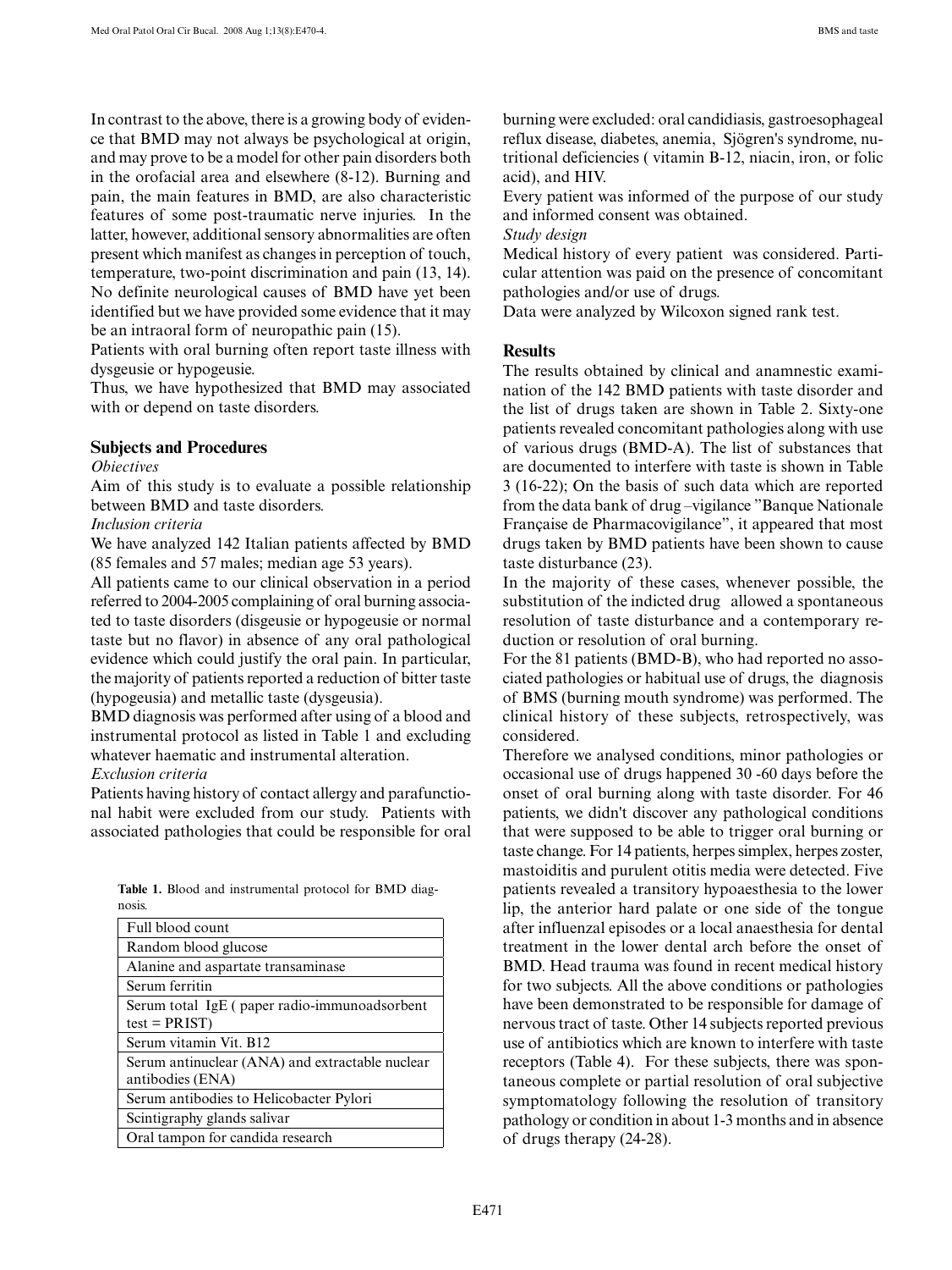In contrast to the above, there is a growing body of evidence that BMD may not always be psychological at origin, and may prove to be a model for other pain disorders both in the orofacial area and elsewhere (8-12). Burning and pain, the main features in BMD, are also characteristic features of some post-traumatic nerve injuries. In the latter, however, additional sensory abnormalities are often present which manifest as changes in perception of touch, temperature, two-point discrimination and pain (13, 14). No definite neurological causes of BMD have yet been identified but we have provided some evidence that it may be an intraoral form of neuropathic pain (15).

Patients with oral burning often report taste illness with dysgeusie or hypogeusie.

Thus, we have hypothesized that BMD may associated with or depend on taste disorders.

## Subjects and Procedures

*Obiectives*

Aim of this study is to evaluate a possible relationship between BMD and taste disorders.

*Inclusion criteria*

We have analyzed 142 Italian patients affected by BMD (85 females and 57 males; median age 53 years).

All patients came to our clinical observation in a period referred to 2004-2005 complaining of oral burning associated to taste disorders (disgeusie or hypogeusie or normal taste but no flavor) in absence of any oral pathological evidence which could justify the oral pain. In particular, the majority of patients reported a reduction of bitter taste (hypogeusia) and metallic taste (dysgeusia).

BMD diagnosis was performed after using of a blood and instrumental protocol as listed in Table 1 and excluding whatever haematic and instrumental alteration.

*Exclusion criteria*

Patients having history of contact allergy and parafunctional habit were excluded from our study. Patients with associated pathologies that could be responsible for oral burning were excluded: oral candidiasis, gastroesophageal reflux disease, diabetes, anemia, Sjögren's syndrome, nutritional deficiencies ( vitamin B-12, niacin, iron, or folic acid), and HIV.

Every patient was informed of the purpose of our study and informed consent was obtained.

*Study design*

Medical history of every patient was considered. Particular attention was paid on the presence of concomitant pathologies and/or use of drugs.

Data were analyzed by Wilcoxon signed rank test.

**Table 1.** Blood and instrumental protocol for BMD diagnosis.

| |
|---|
| Full blood count |
| Random blood glucose |
| Alanine and aspartate transaminase |
| Serum ferritin |
| Serum total IgE ( paper radio-immunoadsorbent test = PRIST) |
| Serum vitamin Vit. B12 |
| Serum antinuclear (ANA) and extractable nuclear antibodies (ENA) |
| Serum antibodies to Helicobacter Pylori |
| Scintigraphy glands salivar |
| Oral tampon for candida research |

## Results

The results obtained by clinical and anamnestic examination of the 142 BMD patients with taste disorder and the list of drugs taken are shown in Table 2. Sixty-one patients revealed concomitant pathologies along with use of various drugs (BMD-A). The list of substances that are documented to interfere with taste is shown in Table 3 (16-22); On the basis of such data which are reported from the data bank of drug –vigilance "Banque Nationale Française de Pharmacovigilance", it appeared that most drugs taken by BMD patients have been shown to cause taste disturbance (23).

In the majority of these cases, whenever possible, the substitution of the indicted drug allowed a spontaneous resolution of taste disturbance and a contemporary reduction or resolution of oral burning.

For the 81 patients (BMD-B), who had reported no associated pathologies or habitual use of drugs, the diagnosis of BMS (burning mouth syndrome) was performed. The clinical history of these subjects, retrospectively, was considered.

Therefore we analysed conditions, minor pathologies or occasional use of drugs happened 30 -60 days before the onset of oral burning along with taste disorder. For 46 patients, we didn't discover any pathological conditions that were supposed to be able to trigger oral burning or taste change. For 14 patients, herpes simplex, herpes zoster, mastoiditis and purulent otitis media were detected. Five patients revealed a transitory hypoaesthesia to the lower lip, the anterior hard palate or one side of the tongue after influenzal episodes or a local anaesthesia for dental treatment in the lower dental arch before the onset of BMD. Head trauma was found in recent medical history for two subjects. All the above conditions or pathologies have been demonstrated to be responsible for damage of nervous tract of taste. Other 14 subjects reported previous use of antibiotics which are known to interfere with taste receptors (Table 4). For these subjects, there was spontaneous complete or partial resolution of oral subjective symptomatology following the resolution of transitory pathology or condition in about 1-3 months and in absence of drugs therapy (24-28).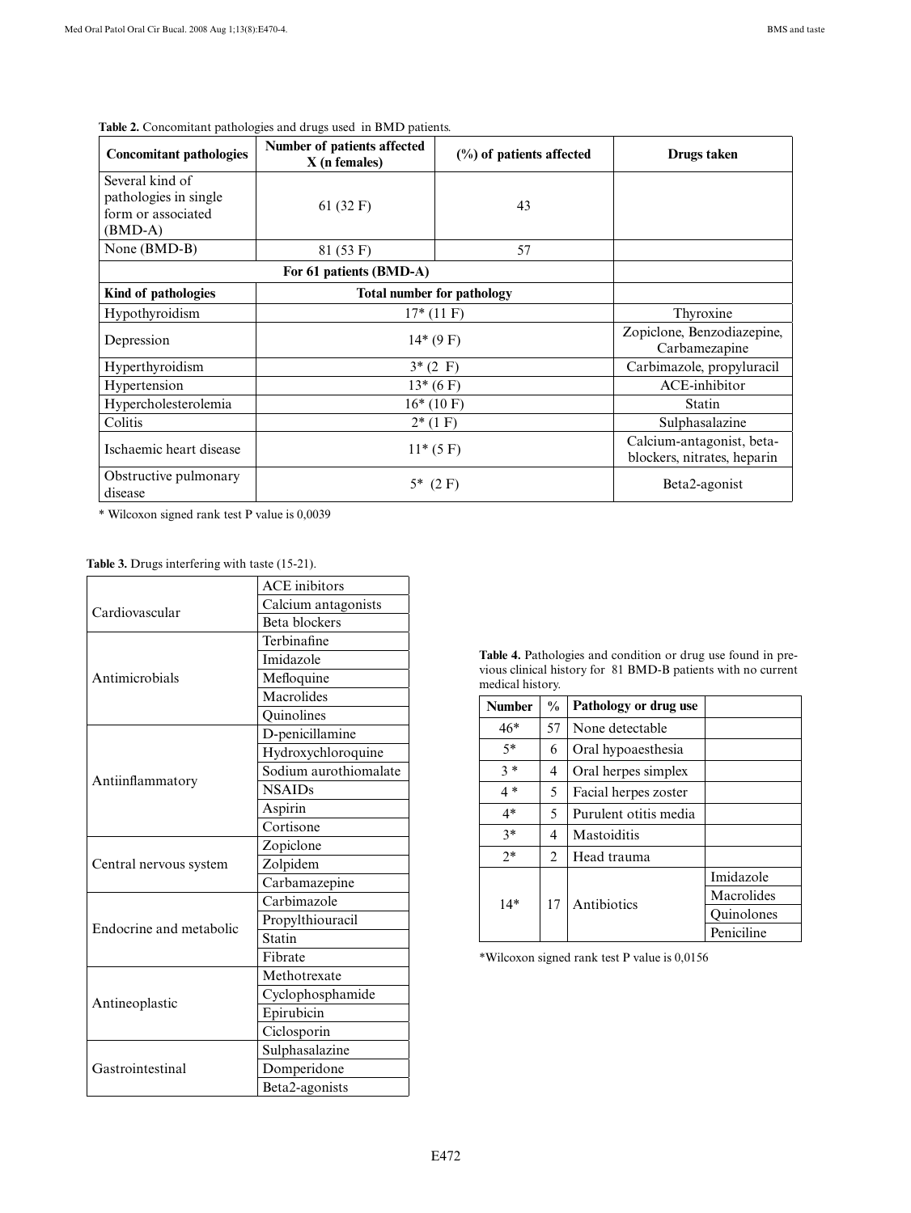**Table 2.** Concomitant pathologies and drugs used in BMD patients.

| Concomitant pathologies | Number of patients affected X (n females) | (%) of patients affected | Drugs taken |
|---|---|---|---|
| Several kind of pathologies in single form or associated (BMD-A) | 61 (32 F) | 43 | |
| None (BMD-B) | 81 (53 F) | 57 | |
| For 61 patients (BMD-A) | | | |
| Kind of pathologies | Total number for pathology | | |
| Hypothyroidism | 17* (11 F) | | Thyroxine |
| Depression | 14* (9 F) | | Zopiclone, Benzodiazepine, Carbamezapine |
| Hyperthyroidism | 3* (2 F) | | Carbimazole, propyluracil |
| Hypertension | 13* (6 F) | | ACE-inhibitor |
| Hypercholesterolemia | 16* (10 F) | | Statin |
| Colitis | 2* (1 F) | | Sulphasalazine |
| Ischaemic heart disease | 11* (5 F) | | Calcium-antagonist, beta-blockers, nitrates, heparin |
| Obstructive pulmonary disease | 5* (2 F) | | Beta2-agonist |

* Wilcoxon signed rank test P value is 0,0039

**Table 3.** Drugs interfering with taste (15-21).

| | |
|---|---|
| Cardiovascular | ACE inibitors |
| | Calcium antagonists |
| | Beta blockers |
| Antimicrobials | Terbinafine |
| | Imidazole |
| | Mefloquine |
| | Macrolides |
| | Quinolines |
| Antiinflammatory | D-penicillamine |
| | Hydroxychloroquine |
| | Sodium aurothiomalate |
| | NSAIDs |
| | Aspirin |
| | Cortisone |
| Central nervous system | Zopiclone |
| | Zolpidem |
| | Carbamazepine |
| Endocrine and metabolic | Carbimazole |
| | Propylthiouracil |
| | Statin |
| | Fibrate |
| Antineoplastic | Methotrexate |
| | Cyclophosphamide |
| | Epirubicin |
| | Ciclosporin |
| Gastrointestinal | Sulphasalazine |
| | Domperidone |
| | Beta2-agonists |

**Table 4.** Pathologies and condition or drug use found in previous clinical history for 81 BMD-B patients with no current medical history.

| Number | % | Pathology or drug use | |
|---|---|---|---|
| 46* | 57 | None detectable | |
| 5* | 6 | Oral hypoaesthesia | |
| 3 * | 4 | Oral herpes simplex | |
| 4 * | 5 | Facial herpes zoster | |
| 4* | 5 | Purulent otitis media | |
| 3* | 4 | Mastoiditis | |
| 2* | 2 | Head trauma | |
| 14* | 17 | Antibiotics | Imidazole |
| | | | Macrolides |
| | | | Quinolones |
| | | | Peniciline |

*Wilcoxon signed rank test P value is 0,0156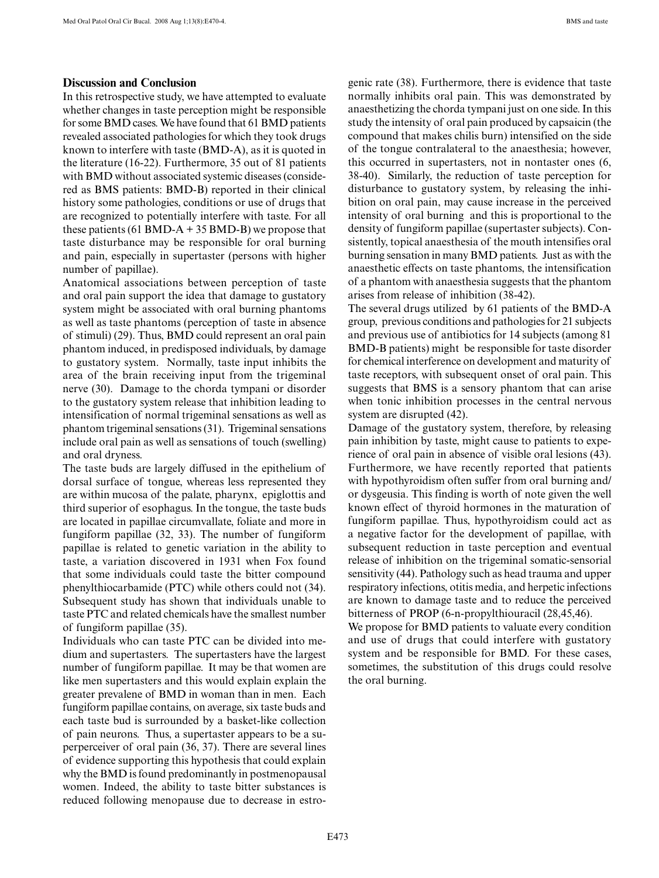## Discussion and Conclusion

In this retrospective study, we have attempted to evaluate whether changes in taste perception might be responsible for some BMD cases. We have found that 61 BMD patients revealed associated pathologies for which they took drugs known to interfere with taste (BMD-A), as it is quoted in the literature (16-22). Furthermore, 35 out of 81 patients with BMD without associated systemic diseases (considered as BMS patients: BMD-B) reported in their clinical history some pathologies, conditions or use of drugs that are recognized to potentially interfere with taste. For all these patients (61 BMD-A + 35 BMD-B) we propose that taste disturbance may be responsible for oral burning and pain, especially in supertaster (persons with higher number of papillae).

Anatomical associations between perception of taste and oral pain support the idea that damage to gustatory system might be associated with oral burning phantoms as well as taste phantoms (perception of taste in absence of stimuli) (29). Thus, BMD could represent an oral pain phantom induced, in predisposed individuals, by damage to gustatory system. Normally, taste input inhibits the area of the brain receiving input from the trigeminal nerve (30). Damage to the chorda tympani or disorder to the gustatory system release that inhibition leading to intensification of normal trigeminal sensations as well as phantom trigeminal sensations (31). Trigeminal sensations include oral pain as well as sensations of touch (swelling) and oral dryness.

The taste buds are largely diffused in the epithelium of dorsal surface of tongue, whereas less represented they are within mucosa of the palate, pharynx, epiglottis and third superior of esophagus. In the tongue, the taste buds are located in papillae circumvallate, foliate and more in fungiform papillae (32, 33). The number of fungiform papillae is related to genetic variation in the ability to taste, a variation discovered in 1931 when Fox found that some individuals could taste the bitter compound phenylthiocarbamide (PTC) while others could not (34). Subsequent study has shown that individuals unable to taste PTC and related chemicals have the smallest number of fungiform papillae (35).

Individuals who can taste PTC can be divided into medium and supertasters. The supertasters have the largest number of fungiform papillae. It may be that women are like men supertasters and this would explain explain the greater prevalene of BMD in woman than in men. Each fungiform papillae contains, on average, six taste buds and each taste bud is surrounded by a basket-like collection of pain neurons. Thus, a supertaster appears to be a superperceiver of oral pain (36, 37). There are several lines of evidence supporting this hypothesis that could explain why the BMD is found predominantly in postmenopausal women. Indeed, the ability to taste bitter substances is reduced following menopause due to decrease in estrogenic rate (38). Furthermore, there is evidence that taste normally inhibits oral pain. This was demonstrated by anaesthetizing the chorda tympani just on one side. In this study the intensity of oral pain produced by capsaicin (the compound that makes chilis burn) intensified on the side of the tongue contralateral to the anaesthesia; however, this occurred in supertasters, not in nontaster ones (6, 38-40). Similarly, the reduction of taste perception for disturbance to gustatory system, by releasing the inhibition on oral pain, may cause increase in the perceived intensity of oral burning and this is proportional to the density of fungiform papillae (supertaster subjects). Consistently, topical anaesthesia of the mouth intensifies oral burning sensation in many BMD patients. Just as with the anaesthetic effects on taste phantoms, the intensification of a phantom with anaesthesia suggests that the phantom arises from release of inhibition (38-42).

The several drugs utilized by 61 patients of the BMD-A group, previous conditions and pathologies for 21 subjects and previous use of antibiotics for 14 subjects (among 81 BMD-B patients) might be responsible for taste disorder for chemical interference on development and maturity of taste receptors, with subsequent onset of oral pain. This suggests that BMS is a sensory phantom that can arise when tonic inhibition processes in the central nervous system are disrupted (42).

Damage of the gustatory system, therefore, by releasing pain inhibition by taste, might cause to patients to experience of oral pain in absence of visible oral lesions (43). Furthermore, we have recently reported that patients with hypothyroidism often suffer from oral burning and/or dysgeusia. This finding is worth of note given the well known effect of thyroid hormones in the maturation of fungiform papillae. Thus, hypothyroidism could act as a negative factor for the development of papillae, with subsequent reduction in taste perception and eventual release of inhibition on the trigeminal somatic-sensorial sensitivity (44). Pathology such as head trauma and upper respiratory infections, otitis media, and herpetic infections are known to damage taste and to reduce the perceived bitterness of PROP (6-n-propylthiouracil (28,45,46).

We propose for BMD patients to valuate every condition and use of drugs that could interfere with gustatory system and be responsible for BMD. For these cases, sometimes, the substitution of this drugs could resolve the oral burning.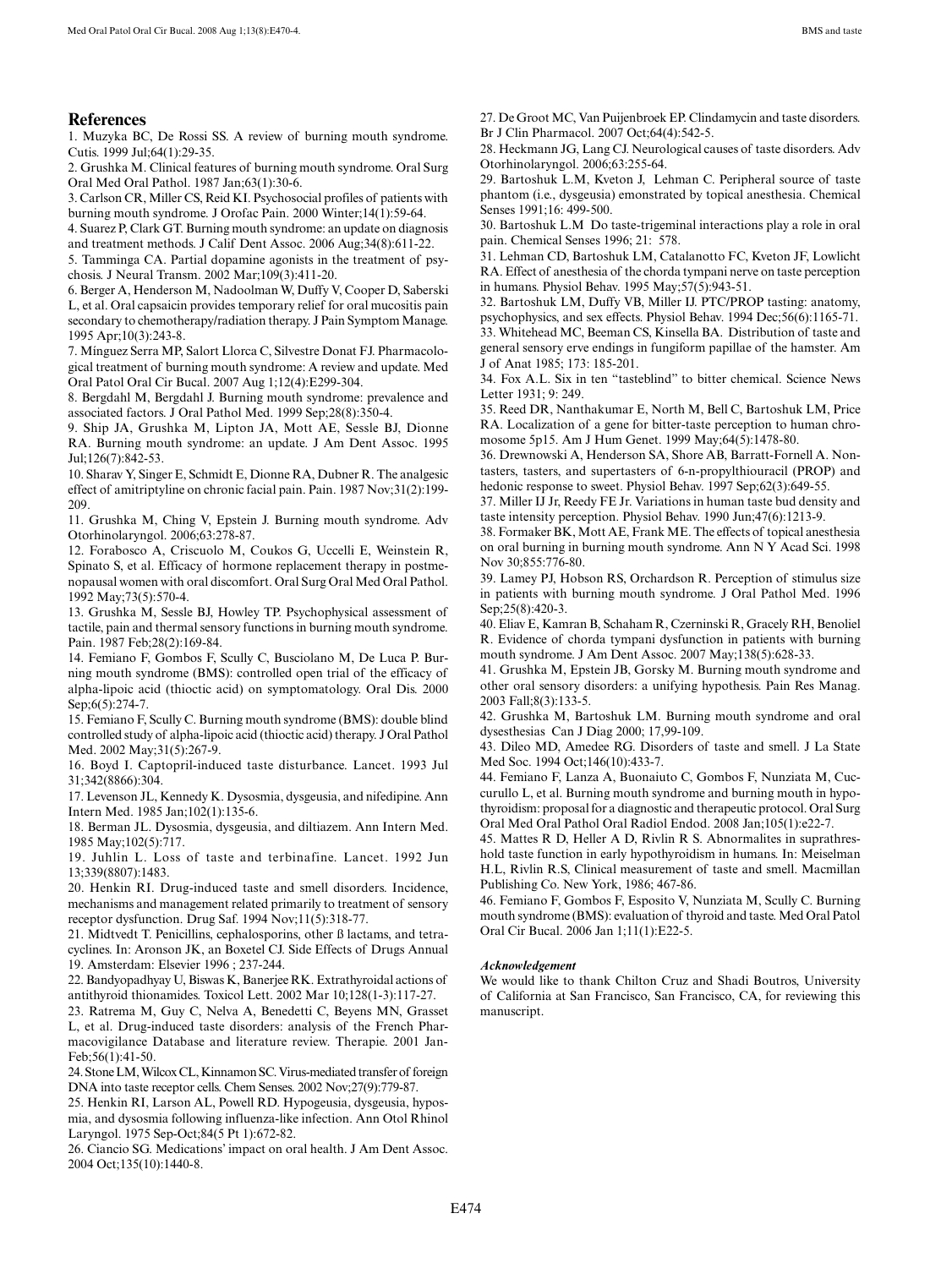## References

1. Muzyka BC, De Rossi SS. A review of burning mouth syndrome. Cutis. 1999 Jul;64(1):29-35.

2. Grushka M. Clinical features of burning mouth syndrome. Oral Surg Oral Med Oral Pathol. 1987 Jan;63(1):30-6.

3. Carlson CR, Miller CS, Reid KI. Psychosocial profiles of patients with burning mouth syndrome. J Orofac Pain. 2000 Winter;14(1):59-64.

4. Suarez P, Clark GT. Burning mouth syndrome: an update on diagnosis and treatment methods. J Calif Dent Assoc. 2006 Aug;34(8):611-22.

5. Tamminga CA. Partial dopamine agonists in the treatment of psychosis. J Neural Transm. 2002 Mar;109(3):411-20.

6. Berger A, Henderson M, Nadoolman W, Duffy V, Cooper D, Saberski L, et al. Oral capsaicin provides temporary relief for oral mucositis pain secondary to chemotherapy/radiation therapy. J Pain Symptom Manage. 1995 Apr;10(3):243-8.

7. Mínguez Serra MP, Salort Llorca C, Silvestre Donat FJ. Pharmacological treatment of burning mouth syndrome: A review and update. Med Oral Patol Oral Cir Bucal. 2007 Aug 1;12(4):E299-304.

8. Bergdahl M, Bergdahl J. Burning mouth syndrome: prevalence and associated factors. J Oral Pathol Med. 1999 Sep;28(8):350-4.

9. Ship JA, Grushka M, Lipton JA, Mott AE, Sessle BJ, Dionne RA. Burning mouth syndrome: an update. J Am Dent Assoc. 1995 Jul;126(7):842-53.

10. Sharav Y, Singer E, Schmidt E, Dionne RA, Dubner R. The analgesic effect of amitriptyline on chronic facial pain. Pain. 1987 Nov;31(2):199-209.

11. Grushka M, Ching V, Epstein J. Burning mouth syndrome. Adv Otorhinolaryngol. 2006;63:278-87.

12. Forabosco A, Criscuolo M, Coukos G, Uccelli E, Weinstein R, Spinato S, et al. Efficacy of hormone replacement therapy in postmenopausal women with oral discomfort. Oral Surg Oral Med Oral Pathol. 1992 May;73(5):570-4.

13. Grushka M, Sessle BJ, Howley TP. Psychophysical assessment of tactile, pain and thermal sensory functions in burning mouth syndrome. Pain. 1987 Feb;28(2):169-84.

14. Femiano F, Gombos F, Scully C, Busciolano M, De Luca P. Burning mouth syndrome (BMS): controlled open trial of the efficacy of alpha-lipoic acid (thioctic acid) on symptomatology. Oral Dis. 2000 Sep;6(5):274-7.

15. Femiano F, Scully C. Burning mouth syndrome (BMS): double blind controlled study of alpha-lipoic acid (thioctic acid) therapy. J Oral Pathol Med. 2002 May;31(5):267-9.

16. Boyd I. Captopril-induced taste disturbance. Lancet. 1993 Jul 31;342(8866):304.

17. Levenson JL, Kennedy K. Dysosmia, dysgeusia, and nifedipine. Ann Intern Med. 1985 Jan;102(1):135-6.

18. Berman JL. Dysosmia, dysgeusia, and diltiazem. Ann Intern Med. 1985 May;102(5):717.

19. Juhlin L. Loss of taste and terbinafine. Lancet. 1992 Jun 13;339(8807):1483.

20. Henkin RI. Drug-induced taste and smell disorders. Incidence, mechanisms and management related primarily to treatment of sensory receptor dysfunction. Drug Saf. 1994 Nov;11(5):318-77.

21. Midtvedt T. Penicillins, cephalosporins, other ß lactams, and tetracyclines. In: Aronson JK, an Boxetel CJ. Side Effects of Drugs Annual 19. Amsterdam: Elsevier 1996 ; 237-244.

22. Bandyopadhyay U, Biswas K, Banerjee RK. Extrathyroidal actions of antithyroid thionamides. Toxicol Lett. 2002 Mar 10;128(1-3):117-27.

23. Ratrema M, Guy C, Nelva A, Benedetti C, Beyens MN, Grasset L, et al. Drug-induced taste disorders: analysis of the French Pharmacovigilance Database and literature review. Therapie. 2001 Jan-Feb;56(1):41-50.

24. Stone LM, Wilcox CL, Kinnamon SC. Virus-mediated transfer of foreign DNA into taste receptor cells. Chem Senses. 2002 Nov;27(9):779-87.

25. Henkin RI, Larson AL, Powell RD. Hypogeusia, dysgeusia, hyposmia, and dysosmia following influenza-like infection. Ann Otol Rhinol Laryngol. 1975 Sep-Oct;84(5 Pt 1):672-82.

26. Ciancio SG. Medications' impact on oral health. J Am Dent Assoc. 2004 Oct;135(10):1440-8.

27. De Groot MC, Van Puijenbroek EP. Clindamycin and taste disorders. Br J Clin Pharmacol. 2007 Oct;64(4):542-5.

28. Heckmann JG, Lang CJ. Neurological causes of taste disorders. Adv Otorhinolaryngol. 2006;63:255-64.

29. Bartoshuk L.M, Kveton J, Lehman C. Peripheral source of taste phantom (i.e., dysgeusia) emonstrated by topical anesthesia. Chemical Senses 1991;16: 499-500.

30. Bartoshuk L.M Do taste-trigeminal interactions play a role in oral pain. Chemical Senses 1996; 21: 578.

31. Lehman CD, Bartoshuk LM, Catalanotto FC, Kveton JF, Lowlicht RA. Effect of anesthesia of the chorda tympani nerve on taste perception in humans. Physiol Behav. 1995 May;57(5):943-51.

32. Bartoshuk LM, Duffy VB, Miller IJ. PTC/PROP tasting: anatomy, psychophysics, and sex effects. Physiol Behav. 1994 Dec;56(6):1165-71.

33. Whitehead MC, Beeman CS, Kinsella BA. Distribution of taste and general sensory erve endings in fungiform papillae of the hamster. Am J of Anat 1985; 173: 185-201.

34. Fox A.L. Six in ten "tasteblind" to bitter chemical. Science News Letter 1931; 9: 249.

35. Reed DR, Nanthakumar E, North M, Bell C, Bartoshuk LM, Price RA. Localization of a gene for bitter-taste perception to human chromosome 5p15. Am J Hum Genet. 1999 May;64(5):1478-80.

36. Drewnowski A, Henderson SA, Shore AB, Barratt-Fornell A. Nontasters, tasters, and supertasters of 6-n-propylthiouracil (PROP) and hedonic response to sweet. Physiol Behav. 1997 Sep;62(3):649-55.

37. Miller IJ Jr, Reedy FE Jr. Variations in human taste bud density and taste intensity perception. Physiol Behav. 1990 Jun;47(6):1213-9.

38. Formaker BK, Mott AE, Frank ME. The effects of topical anesthesia on oral burning in burning mouth syndrome. Ann N Y Acad Sci. 1998 Nov 30;855:776-80.

39. Lamey PJ, Hobson RS, Orchardson R. Perception of stimulus size in patients with burning mouth syndrome. J Oral Pathol Med. 1996 Sep;25(8):420-3.

40. Eliav E, Kamran B, Schaham R, Czerninski R, Gracely RH, Benoliel R. Evidence of chorda tympani dysfunction in patients with burning mouth syndrome. J Am Dent Assoc. 2007 May;138(5):628-33.

41. Grushka M, Epstein JB, Gorsky M. Burning mouth syndrome and other oral sensory disorders: a unifying hypothesis. Pain Res Manag. 2003 Fall;8(3):133-5.

42. Grushka M, Bartoshuk LM. Burning mouth syndrome and oral dysesthesias Can J Diag 2000; 17,99-109.

43. Dileo MD, Amedee RG. Disorders of taste and smell. J La State Med Soc. 1994 Oct;146(10):433-7.

44. Femiano F, Lanza A, Buonaiuto C, Gombos F, Nunziata M, Cuccurullo L, et al. Burning mouth syndrome and burning mouth in hypothyroidism: proposal for a diagnostic and therapeutic protocol. Oral Surg Oral Med Oral Pathol Oral Radiol Endod. 2008 Jan;105(1):e22-7.

45. Mattes R D, Heller A D, Rivlin R S. Abnormalites in suprathreshold taste function in early hypothyroidism in humans. In: Meiselman H.L, Rivlin R.S, Clinical measurement of taste and smell. Macmillan Publishing Co. New York, 1986; 467-86.

46. Femiano F, Gombos F, Esposito V, Nunziata M, Scully C. Burning mouth syndrome (BMS): evaluation of thyroid and taste. Med Oral Patol Oral Cir Bucal. 2006 Jan 1;11(1):E22-5.

#### *Acknowledgement*

We would like to thank Chilton Cruz and Shadi Boutros, University of California at San Francisco, San Francisco, CA, for reviewing this manuscript.